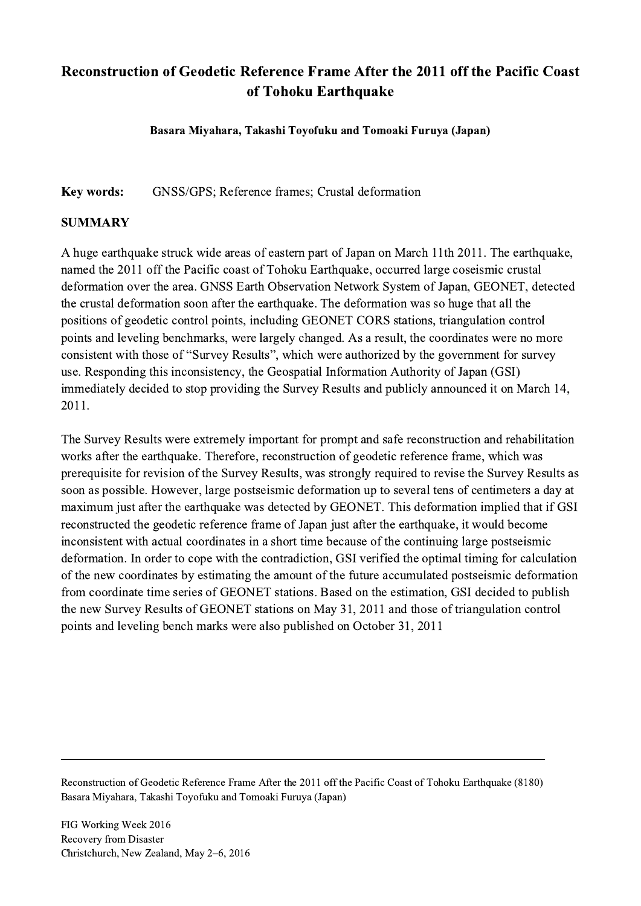# Reconstruction of Geodetic Reference Frame After the 2011 off the Pacific Coast of Tohoku Earthquake

**Basara Miyahara, Takashi Toyofuku and Tomoaki Furuya (Japan)**

**Key words:** GNSS/GPS; Reference frames; Crustal deformation

## SUMMARY

A huge earthquake struck wide areas of eastern part of Japan on March 11th 2011. The earthquake, named the 2011 off the Pacific coast of Tohoku Earthquake, occurred large coseismic crustal deformation over the area. GNSS Earth Observation Network System of Japan, GEONET, detected the crustal deformation soon after the earthquake. The deformation was so huge that all the positions of geodetic control points, including GEONET CORS stations, triangulation control points and leveling benchmarks, were largely changed. As a result, the coordinates were no more consistent with those of "Survey Results", which were authorized by the government for survey use. Responding this inconsistency, the Geospatial Information Authority of Japan (GSI) immediately decided to stop providing the Survey Results and publicly announced it on March 14, 2011.

The Survey Results were extremely important for prompt and safe reconstruction and rehabilitation works after the earthquake. Therefore, reconstruction of geodetic reference frame, which was prerequisite for revision of the Survey Results, was strongly required to revise the Survey Results as soon as possible. However, large postseismic deformation up to several tens of centimeters a day at maximum just after the earthquake was detected by GEONET. This deformation implied that if GSI reconstructed the geodetic reference frame of Japan just after the earthquake, it would become inconsistent with actual coordinates in a short time because of the continuing large postseismic deformation. In order to cope with the contradiction, GSI verified the optimal timing for calculation of the new coordinates by estimating the amount of the future accumulated postseismic deformation from coordinate time series of GEONET stations. Based on the estimation, GSI decided to publish the new Survey Results of GEONET stations on May 31, 2011 and those of triangulation control points and leveling bench marks were also published on October 31, 2011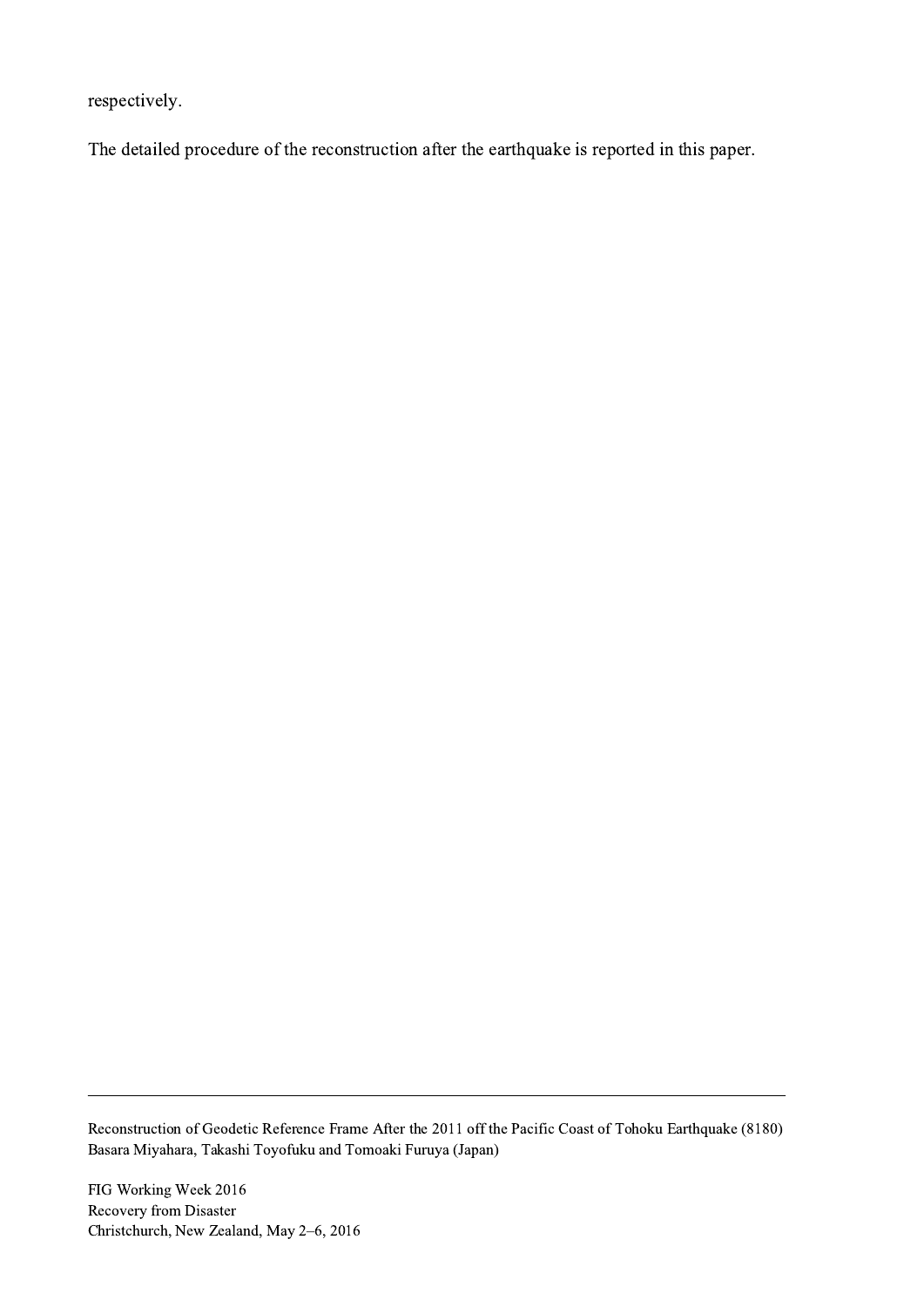respectively.

The detailed procedure of the reconstruction after the earthquake is reported in this paper.